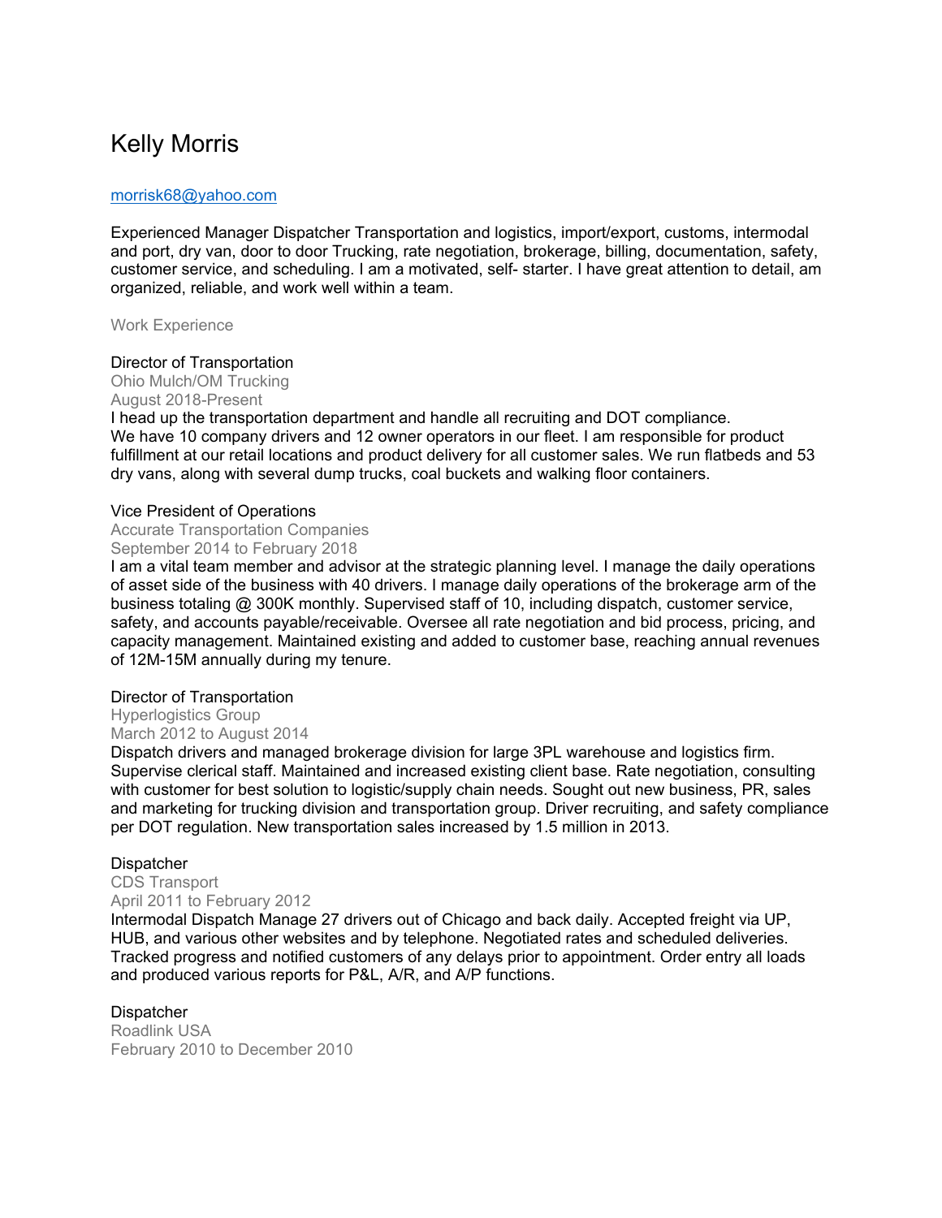# Kelly Morris

morrisk68@yahoo.com

Experienced Manager Dispatcher Transportation and logistics, import/export, customs, intermodal and port, dry van, door to door Trucking, rate negotiation, brokerage, billing, documentation, safety, customer service, and scheduling. I am a motivated, self- starter. I have great attention to detail, am organized, reliable, and work well within a team.

## Work Experience

### Director of Transportation
Ohio Mulch/OM Trucking
August 2018-Present

I head up the transportation department and handle all recruiting and DOT compliance. We have 10 company drivers and 12 owner operators in our fleet. I am responsible for product fulfillment at our retail locations and product delivery for all customer sales. We run flatbeds and 53 dry vans, along with several dump trucks, coal buckets and walking floor containers.

### Vice President of Operations
Accurate Transportation Companies
September 2014 to February 2018

I am a vital team member and advisor at the strategic planning level. I manage the daily operations of asset side of the business with 40 drivers. I manage daily operations of the brokerage arm of the business totaling @ 300K monthly. Supervised staff of 10, including dispatch, customer service, safety, and accounts payable/receivable. Oversee all rate negotiation and bid process, pricing, and capacity management. Maintained existing and added to customer base, reaching annual revenues of 12M-15M annually during my tenure.

### Director of Transportation
Hyperlogistics Group
March 2012 to August 2014

Dispatch drivers and managed brokerage division for large 3PL warehouse and logistics firm. Supervise clerical staff. Maintained and increased existing client base. Rate negotiation, consulting with customer for best solution to logistic/supply chain needs. Sought out new business, PR, sales and marketing for trucking division and transportation group. Driver recruiting, and safety compliance per DOT regulation. New transportation sales increased by 1.5 million in 2013.

### Dispatcher
CDS Transport
April 2011 to February 2012

Intermodal Dispatch Manage 27 drivers out of Chicago and back daily. Accepted freight via UP, HUB, and various other websites and by telephone. Negotiated rates and scheduled deliveries. Tracked progress and notified customers of any delays prior to appointment. Order entry all loads and produced various reports for P&L, A/R, and A/P functions.

### Dispatcher
Roadlink USA
February 2010 to December 2010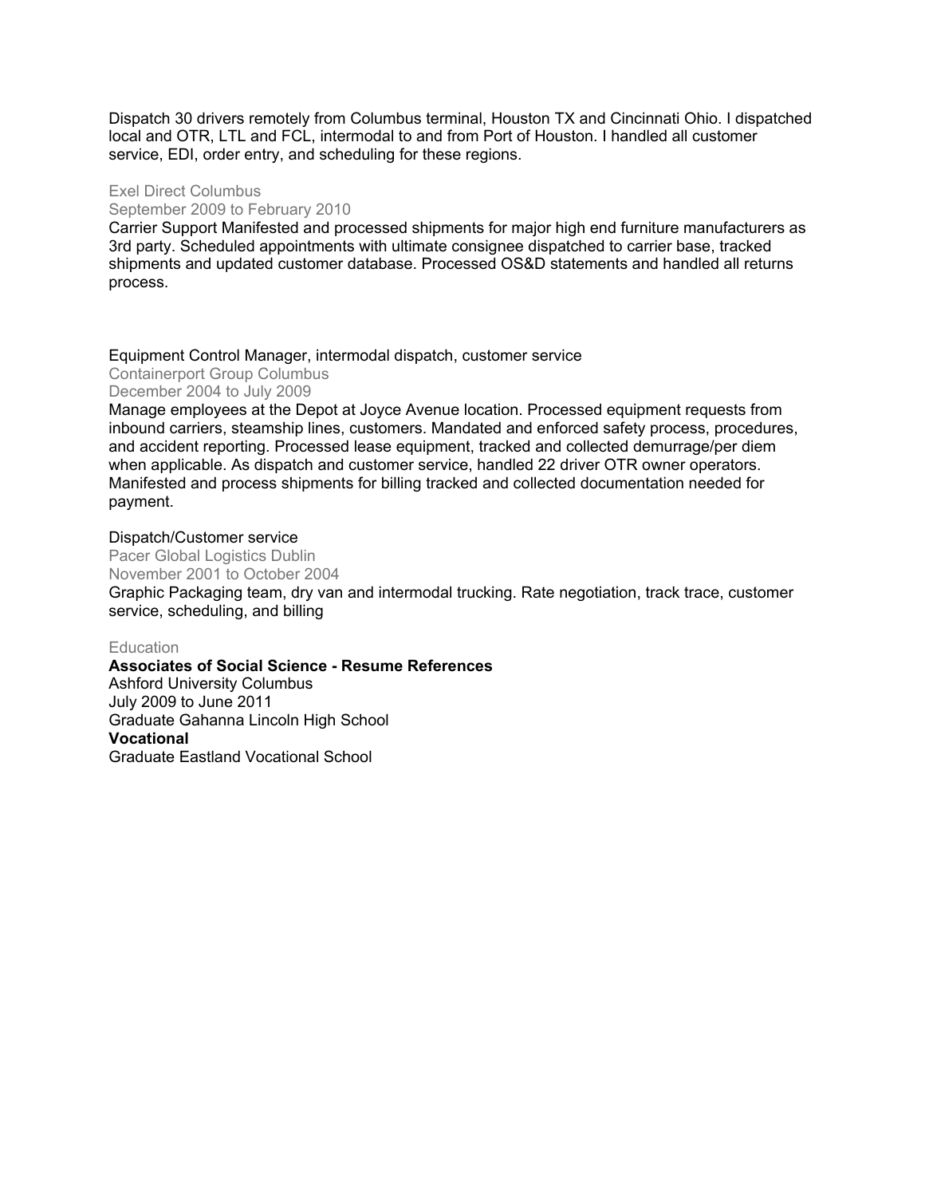Dispatch 30 drivers remotely from Columbus terminal, Houston TX and Cincinnati Ohio. I dispatched local and OTR, LTL and FCL, intermodal to and from Port of Houston. I handled all customer service, EDI, order entry, and scheduling for these regions.

Exel Direct Columbus
September 2009 to February 2010
Carrier Support Manifested and processed shipments for major high end furniture manufacturers as 3rd party. Scheduled appointments with ultimate consignee dispatched to carrier base, tracked shipments and updated customer database. Processed OS&D statements and handled all returns process.

Equipment Control Manager, intermodal dispatch, customer service
Containerport Group Columbus
December 2004 to July 2009
Manage employees at the Depot at Joyce Avenue location. Processed equipment requests from inbound carriers, steamship lines, customers. Mandated and enforced safety process, procedures, and accident reporting. Processed lease equipment, tracked and collected demurrage/per diem when applicable. As dispatch and customer service, handled 22 driver OTR owner operators. Manifested and process shipments for billing tracked and collected documentation needed for payment.

Dispatch/Customer service
Pacer Global Logistics Dublin
November 2001 to October 2004
Graphic Packaging team, dry van and intermodal trucking. Rate negotiation, track trace, customer service, scheduling, and billing

Education

**Associates of Social Science - Resume References**
Ashford University Columbus
July 2009 to June 2011
Graduate Gahanna Lincoln High School
**Vocational**
Graduate Eastland Vocational School